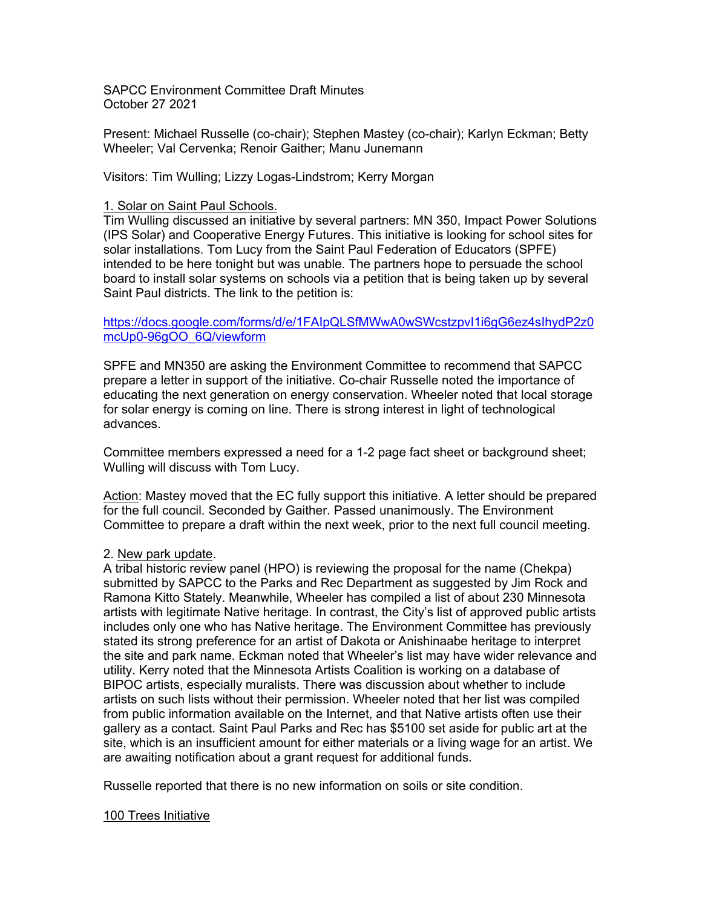SAPCC Environment Committee Draft Minutes
October 27 2021

Present: Michael Russelle (co-chair); Stephen Mastey (co-chair); Karlyn Eckman; Betty Wheeler; Val Cervenka; Renoir Gaither; Manu Junemann

Visitors: Tim Wulling; Lizzy Logas-Lindstrom; Kerry Morgan

1. Solar on Saint Paul Schools.

Tim Wulling discussed an initiative by several partners: MN 350, Impact Power Solutions (IPS Solar) and Cooperative Energy Futures. This initiative is looking for school sites for solar installations. Tom Lucy from the Saint Paul Federation of Educators (SPFE) intended to be here tonight but was unable. The partners hope to persuade the school board to install solar systems on schools via a petition that is being taken up by several Saint Paul districts. The link to the petition is:

https://docs.google.com/forms/d/e/1FAIpQLSfMWwA0wSWcstzpvI1i6gG6ez4sIhydP2z0mcUp0-96gOO_6Q/viewform

SPFE and MN350 are asking the Environment Committee to recommend that SAPCC prepare a letter in support of the initiative. Co-chair Russelle noted the importance of educating the next generation on energy conservation. Wheeler noted that local storage for solar energy is coming on line. There is strong interest in light of technological advances.

Committee members expressed a need for a 1-2 page fact sheet or background sheet; Wulling will discuss with Tom Lucy.

Action: Mastey moved that the EC fully support this initiative. A letter should be prepared for the full council. Seconded by Gaither. Passed unanimously. The Environment Committee to prepare a draft within the next week, prior to the next full council meeting.

2. New park update.

A tribal historic review panel (HPO) is reviewing the proposal for the name (Chekpa) submitted by SAPCC to the Parks and Rec Department as suggested by Jim Rock and Ramona Kitto Stately. Meanwhile, Wheeler has compiled a list of about 230 Minnesota artists with legitimate Native heritage. In contrast, the City's list of approved public artists includes only one who has Native heritage. The Environment Committee has previously stated its strong preference for an artist of Dakota or Anishinaabe heritage to interpret the site and park name. Eckman noted that Wheeler's list may have wider relevance and utility. Kerry noted that the Minnesota Artists Coalition is working on a database of BIPOC artists, especially muralists. There was discussion about whether to include artists on such lists without their permission. Wheeler noted that her list was compiled from public information available on the Internet, and that Native artists often use their gallery as a contact. Saint Paul Parks and Rec has $5100 set aside for public art at the site, which is an insufficient amount for either materials or a living wage for an artist. We are awaiting notification about a grant request for additional funds.

Russelle reported that there is no new information on soils or site condition.

100 Trees Initiative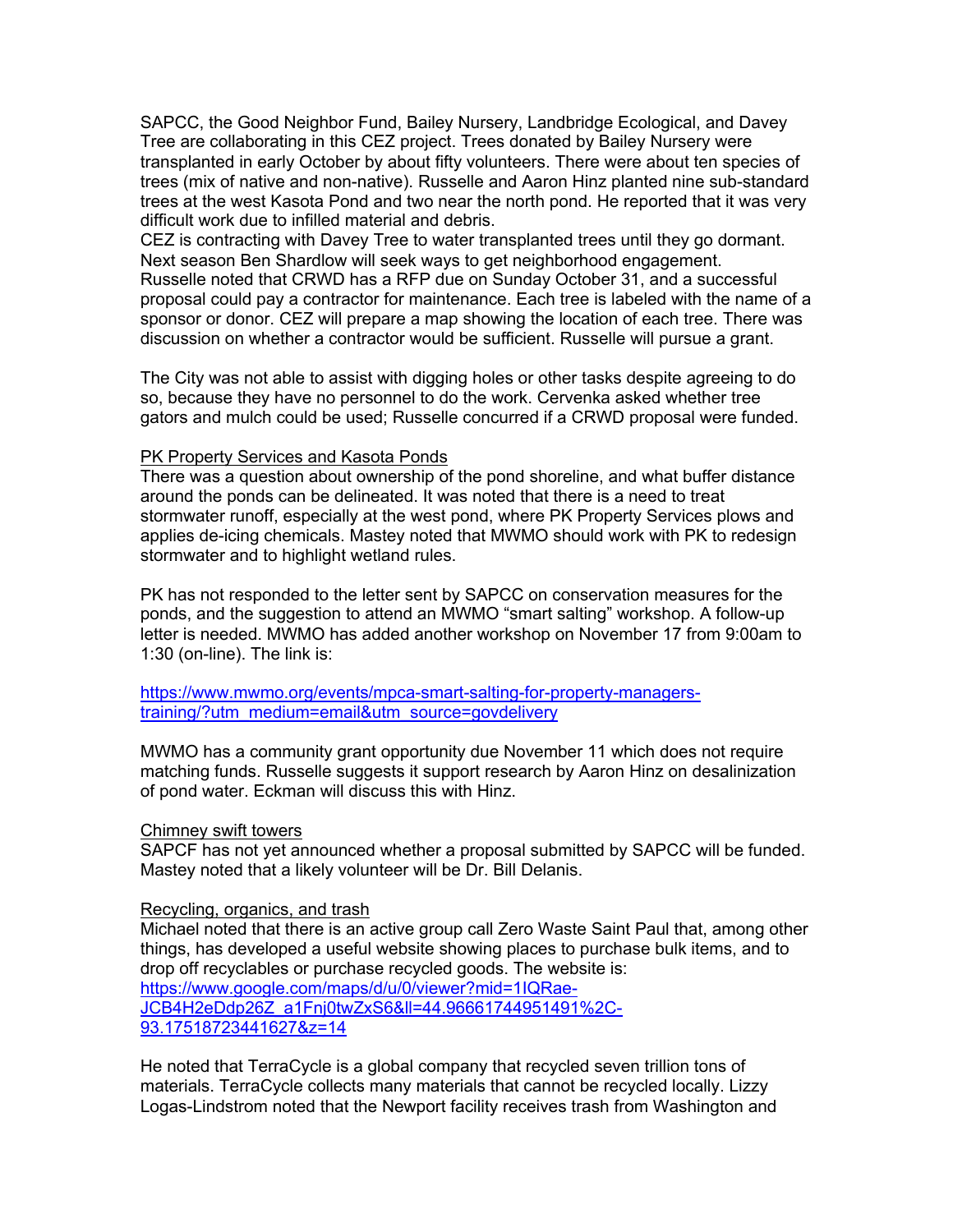SAPCC, the Good Neighbor Fund, Bailey Nursery, Landbridge Ecological, and Davey Tree are collaborating in this CEZ project. Trees donated by Bailey Nursery were transplanted in early October by about fifty volunteers. There were about ten species of trees (mix of native and non-native). Russelle and Aaron Hinz planted nine sub-standard trees at the west Kasota Pond and two near the north pond. He reported that it was very difficult work due to infilled material and debris.
CEZ is contracting with Davey Tree to water transplanted trees until they go dormant. Next season Ben Shardlow will seek ways to get neighborhood engagement.
Russelle noted that CRWD has a RFP due on Sunday October 31, and a successful proposal could pay a contractor for maintenance. Each tree is labeled with the name of a sponsor or donor. CEZ will prepare a map showing the location of each tree. There was discussion on whether a contractor would be sufficient. Russelle will pursue a grant.

The City was not able to assist with digging holes or other tasks despite agreeing to do so, because they have no personnel to do the work. Cervenka asked whether tree gators and mulch could be used; Russelle concurred if a CRWD proposal were funded.

PK Property Services and Kasota Ponds
There was a question about ownership of the pond shoreline, and what buffer distance around the ponds can be delineated. It was noted that there is a need to treat stormwater runoff, especially at the west pond, where PK Property Services plows and applies de-icing chemicals. Mastey noted that MWMO should work with PK to redesign stormwater and to highlight wetland rules.

PK has not responded to the letter sent by SAPCC on conservation measures for the ponds, and the suggestion to attend an MWMO "smart salting" workshop. A follow-up letter is needed. MWMO has added another workshop on November 17 from 9:00am to 1:30 (on-line). The link is:

https://www.mwmo.org/events/mpca-smart-salting-for-property-managers-training/?utm_medium=email&utm_source=govdelivery

MWMO has a community grant opportunity due November 11 which does not require matching funds. Russelle suggests it support research by Aaron Hinz on desalinization of pond water. Eckman will discuss this with Hinz.

Chimney swift towers
SAPCF has not yet announced whether a proposal submitted by SAPCC will be funded. Mastey noted that a likely volunteer will be Dr. Bill Delanis.

Recycling, organics, and trash
Michael noted that there is an active group call Zero Waste Saint Paul that, among other things, has developed a useful website showing places to purchase bulk items, and to drop off recyclables or purchase recycled goods. The website is:
https://www.google.com/maps/d/u/0/viewer?mid=1IQRae-JCB4H2eDdp26Z_a1Fnj0twZxS6&ll=44.96661744951491%2C-93.17518723441627&z=14

He noted that TerraCycle is a global company that recycled seven trillion tons of materials. TerraCycle collects many materials that cannot be recycled locally. Lizzy Logas-Lindstrom noted that the Newport facility receives trash from Washington and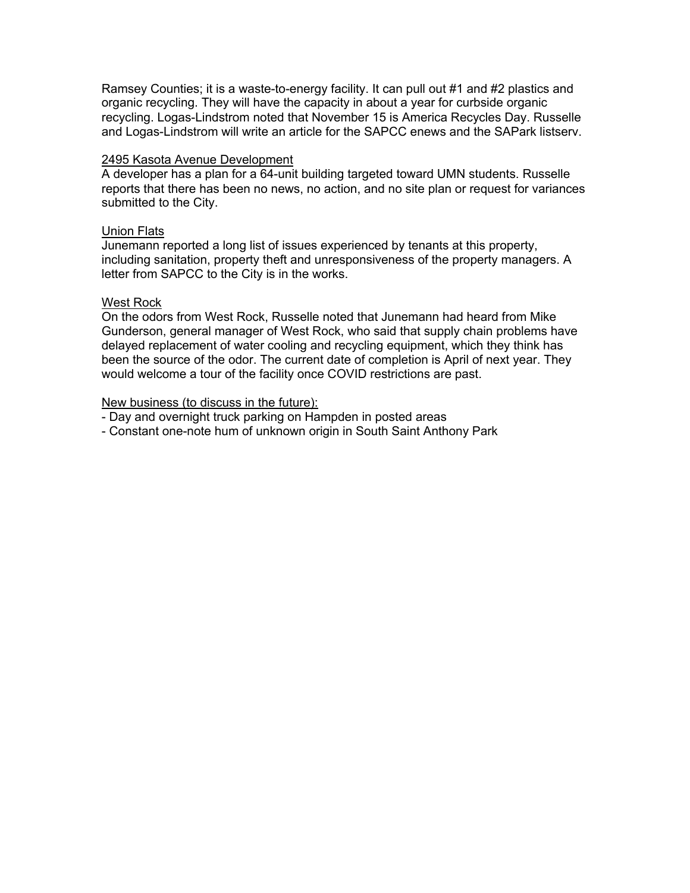Ramsey Counties; it is a waste-to-energy facility. It can pull out #1 and #2 plastics and organic recycling. They will have the capacity in about a year for curbside organic recycling. Logas-Lindstrom noted that November 15 is America Recycles Day. Russelle and Logas-Lindstrom will write an article for the SAPCC enews and the SAPark listserv.

<u>2495 Kasota Avenue Development</u>
A developer has a plan for a 64-unit building targeted toward UMN students. Russelle reports that there has been no news, no action, and no site plan or request for variances submitted to the City.

<u>Union Flats</u>
Junemann reported a long list of issues experienced by tenants at this property, including sanitation, property theft and unresponsiveness of the property managers. A letter from SAPCC to the City is in the works.

<u>West Rock</u>
On the odors from West Rock, Russelle noted that Junemann had heard from Mike Gunderson, general manager of West Rock, who said that supply chain problems have delayed replacement of water cooling and recycling equipment, which they think has been the source of the odor. The current date of completion is April of next year. They would welcome a tour of the facility once COVID restrictions are past.

<u>New business (to discuss in the future):</u>
- Day and overnight truck parking on Hampden in posted areas
- Constant one-note hum of unknown origin in South Saint Anthony Park